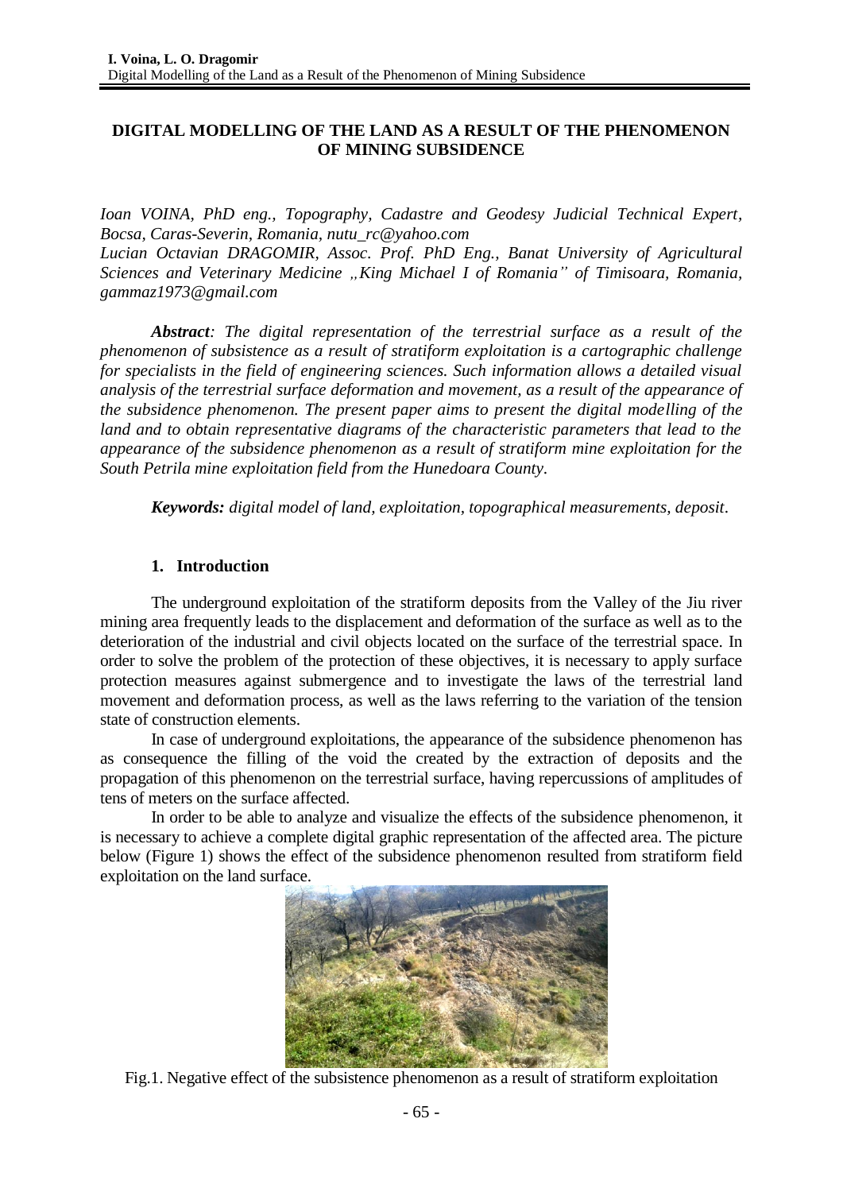# DIGITAL MODELLING OF THE LAND AS A RESULT OF THE PHENOMENON OF MINING SUBSIDENCE

*Ioan VOINA, PhD eng., Topography, Cadastre and Geodesy Judicial Technical Expert, Bocsa, Caras-Severin, Romania, nutu_rc@yahoo.com*

*Lucian Octavian DRAGOMIR, Assoc. Prof. PhD Eng., Banat University of Agricultural Sciences and Veterinary Medicine „King Michael I of Romania" of Timisoara, Romania, gammaz1973@gmail.com*

***Abstract**: The digital representation of the terrestrial surface as a result of the phenomenon of subsistence as a result of stratiform exploitation is a cartographic challenge for specialists in the field of engineering sciences. Such information allows a detailed visual analysis of the terrestrial surface deformation and movement, as a result of the appearance of the subsidence phenomenon. The present paper aims to present the digital modelling of the land and to obtain representative diagrams of the characteristic parameters that lead to the appearance of the subsidence phenomenon as a result of stratiform mine exploitation for the South Petrila mine exploitation field from the Hunedoara County.*

***Keywords:** digital model of land, exploitation, topographical measurements, deposit.*

## 1. Introduction

The underground exploitation of the stratiform deposits from the Valley of the Jiu river mining area frequently leads to the displacement and deformation of the surface as well as to the deterioration of the industrial and civil objects located on the surface of the terrestrial space. In order to solve the problem of the protection of these objectives, it is necessary to apply surface protection measures against submergence and to investigate the laws of the terrestrial land movement and deformation process, as well as the laws referring to the variation of the tension state of construction elements.

In case of underground exploitations, the appearance of the subsidence phenomenon has as consequence the filling of the void the created by the extraction of deposits and the propagation of this phenomenon on the terrestrial surface, having repercussions of amplitudes of tens of meters on the surface affected.

In order to be able to analyze and visualize the effects of the subsidence phenomenon, it is necessary to achieve a complete digital graphic representation of the affected area. The picture below (Figure 1) shows the effect of the subsidence phenomenon resulted from stratiform field exploitation on the land surface.

Fig.1. Negative effect of the subsistence phenomenon as a result of stratiform exploitation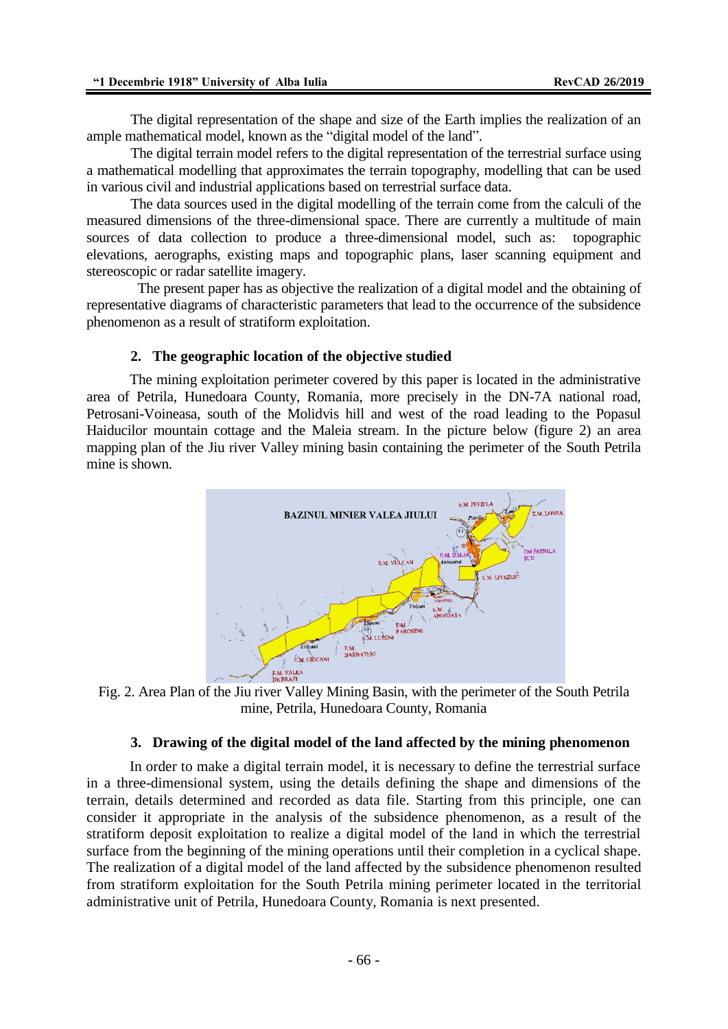The digital representation of the shape and size of the Earth implies the realization of an ample mathematical model, known as the "digital model of the land".

The digital terrain model refers to the digital representation of the terrestrial surface using a mathematical modelling that approximates the terrain topography, modelling that can be used in various civil and industrial applications based on terrestrial surface data.

The data sources used in the digital modelling of the terrain come from the calculi of the measured dimensions of the three-dimensional space. There are currently a multitude of main sources of data collection to produce a three-dimensional model, such as: topographic elevations, aerographs, existing maps and topographic plans, laser scanning equipment and stereoscopic or radar satellite imagery.

The present paper has as objective the realization of a digital model and the obtaining of representative diagrams of characteristic parameters that lead to the occurrence of the subsidence phenomenon as a result of stratiform exploitation.

## 2. The geographic location of the objective studied

The mining exploitation perimeter covered by this paper is located in the administrative area of Petrila, Hunedoara County, Romania, more precisely in the DN-7A national road, Petrosani-Voineasa, south of the Molidvis hill and west of the road leading to the Popasul Haiducilor mountain cottage and the Maleia stream. In the picture below (figure 2) an area mapping plan of the Jiu river Valley mining basin containing the perimeter of the South Petrila mine is shown.

BAZINUL MINIER VALEA JIULUI

E.M. PETRILA
E.M. LONEA
EM PETRILA SUD
E.M. LIVEZENI
E.M. DALJA
E.M. VULCAN
E.M. ANINOASA
E.M. PAROSENI
E.M. LUPENI
E.M. BARBATENI
E.M. URICANI
E.M. VALEA DE BRAZI

Fig. 2. Area Plan of the Jiu river Valley Mining Basin, with the perimeter of the South Petrila mine, Petrila, Hunedoara County, Romania

## 3. Drawing of the digital model of the land affected by the mining phenomenon

In order to make a digital terrain model, it is necessary to define the terrestrial surface in a three-dimensional system, using the details defining the shape and dimensions of the terrain, details determined and recorded as data file. Starting from this principle, one can consider it appropriate in the analysis of the subsidence phenomenon, as a result of the stratiform deposit exploitation to realize a digital model of the land in which the terrestrial surface from the beginning of the mining operations until their completion in a cyclical shape. The realization of a digital model of the land affected by the subsidence phenomenon resulted from stratiform exploitation for the South Petrila mining perimeter located in the territorial administrative unit of Petrila, Hunedoara County, Romania is next presented.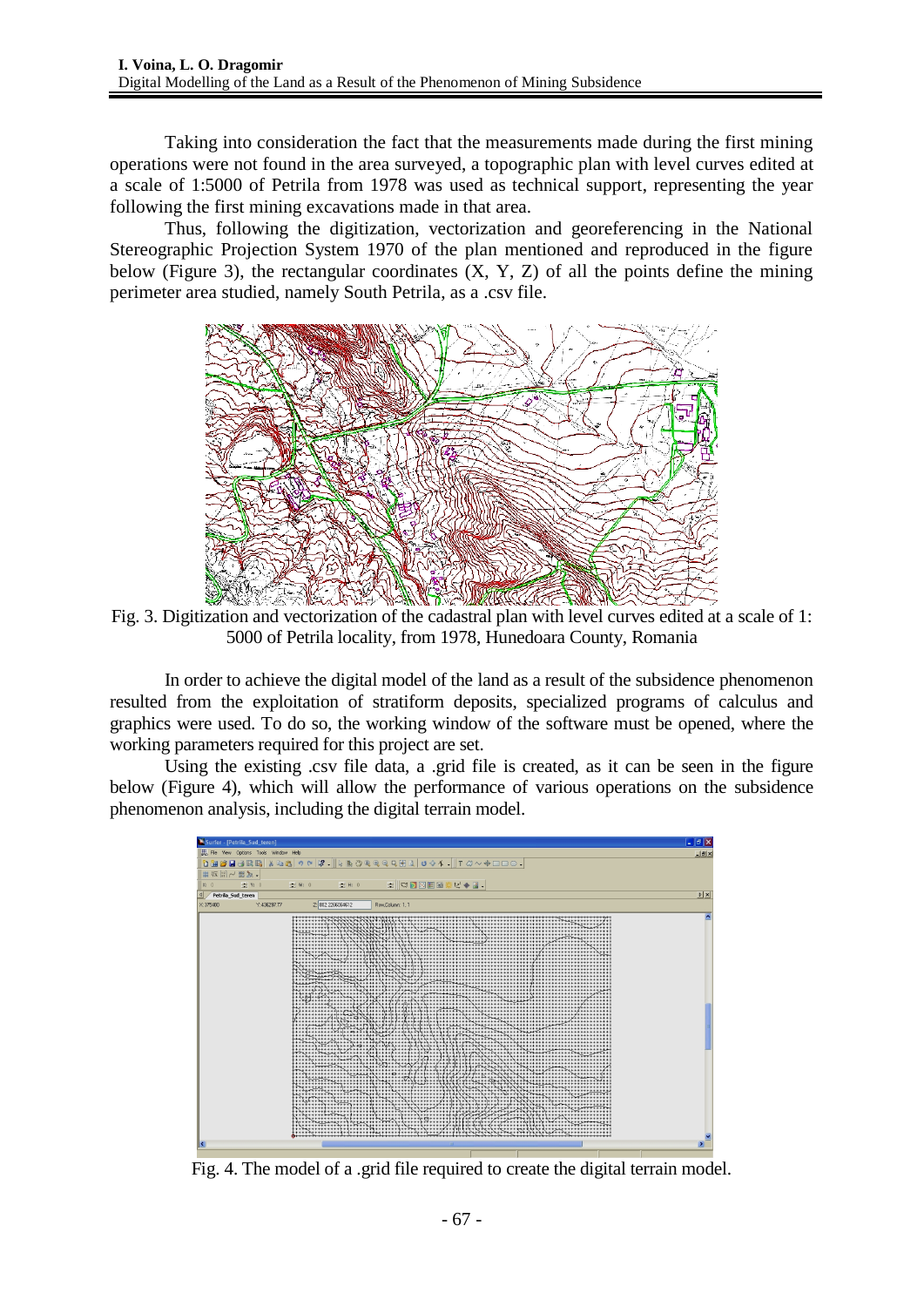Taking into consideration the fact that the measurements made during the first mining operations were not found in the area surveyed, a topographic plan with level curves edited at a scale of 1:5000 of Petrila from 1978 was used as technical support, representing the year following the first mining excavations made in that area.

Thus, following the digitization, vectorization and georeferencing in the National Stereographic Projection System 1970 of the plan mentioned and reproduced in the figure below (Figure 3), the rectangular coordinates (X, Y, Z) of all the points define the mining perimeter area studied, namely South Petrila, as a .csv file.

Fig. 3. Digitization and vectorization of the cadastral plan with level curves edited at a scale of 1: 5000 of Petrila locality, from 1978, Hunedoara County, Romania

In order to achieve the digital model of the land as a result of the subsidence phenomenon resulted from the exploitation of stratiform deposits, specialized programs of calculus and graphics were used. To do so, the working window of the software must be opened, where the working parameters required for this project are set.

Using the existing .csv file data, a .grid file is created, as it can be seen in the figure below (Figure 4), which will allow the performance of various operations on the subsidence phenomenon analysis, including the digital terrain model.

Fig. 4. The model of a .grid file required to create the digital terrain model.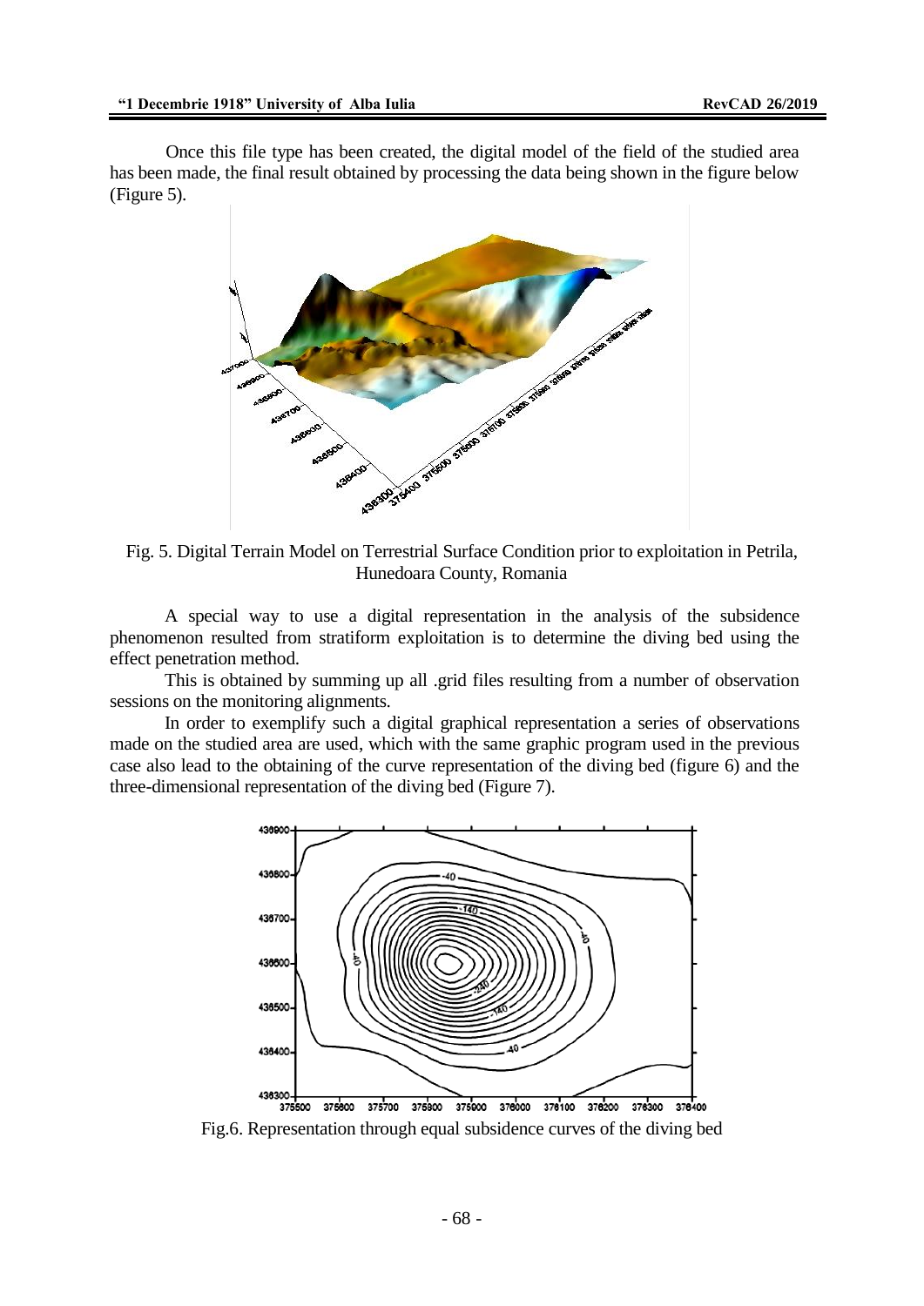Once this file type has been created, the digital model of the field of the studied area has been made, the final result obtained by processing the data being shown in the figure below (Figure 5).

Fig. 5. Digital Terrain Model on Terrestrial Surface Condition prior to exploitation in Petrila, Hunedoara County, Romania

A special way to use a digital representation in the analysis of the subsidence phenomenon resulted from stratiform exploitation is to determine the diving bed using the effect penetration method.

This is obtained by summing up all .grid files resulting from a number of observation sessions on the monitoring alignments.

In order to exemplify such a digital graphical representation a series of observations made on the studied area are used, which with the same graphic program used in the previous case also lead to the obtaining of the curve representation of the diving bed (figure 6) and the three-dimensional representation of the diving bed (Figure 7).

Fig.6. Representation through equal subsidence curves of the diving bed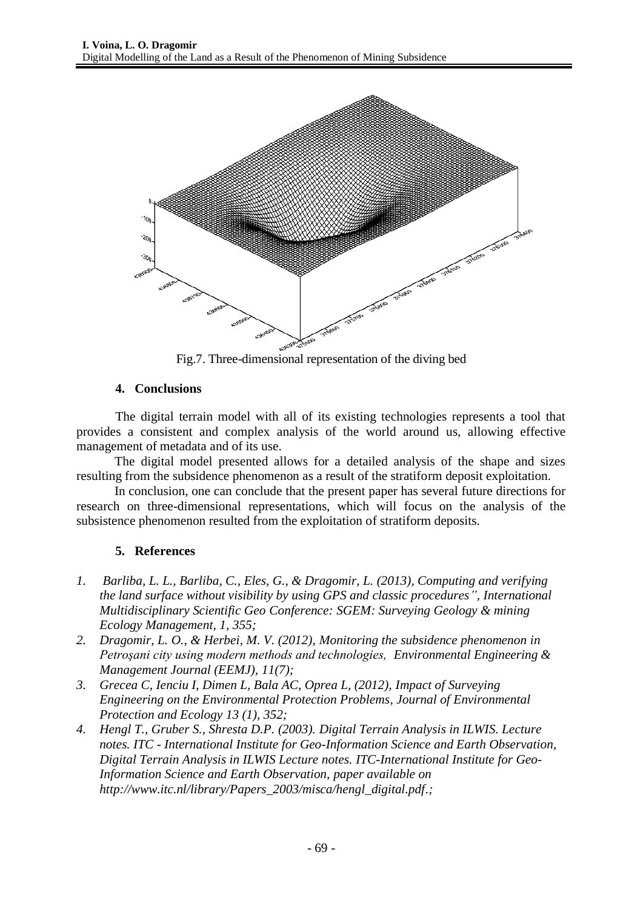0
-100
-200
-300
436500
436800
436700
436600
436500
436400
436300
375600
375650
375700
375800
375850
375900
376000
376100
376200
376300
376400

Fig.7. Three-dimensional representation of the diving bed

## 4. Conclusions

The digital terrain model with all of its existing technologies represents a tool that provides a consistent and complex analysis of the world around us, allowing effective management of metadata and of its use.

The digital model presented allows for a detailed analysis of the shape and sizes resulting from the subsidence phenomenon as a result of the stratiform deposit exploitation.

In conclusion, one can conclude that the present paper has several future directions for research on three-dimensional representations, which will focus on the analysis of the subsistence phenomenon resulted from the exploitation of stratiform deposits.

## 5. References

1. *Barliba, L. L., Barliba, C., Eles, G., & Dragomir, L. (2013), Computing and verifying the land surface without visibility by using GPS and classic procedures", International Multidisciplinary Scientific Geo Conference: SGEM: Surveying Geology & mining Ecology Management, 1, 355;*
2. *Dragomir, L. O., & Herbei, M. V. (2012), Monitoring the subsidence phenomenon in Petroşani city using modern methods and technologies, Environmental Engineering & Management Journal (EEMJ), 11(7);*
3. *Grecea C, Ienciu I, Dimen L, Bala AC, Oprea L, (2012), Impact of Surveying Engineering on the Environmental Protection Problems, Journal of Environmental Protection and Ecology 13 (1), 352;*
4. *Hengl T., Gruber S., Shresta D.P. (2003). Digital Terrain Analysis in ILWIS. Lecture notes. ITC - International Institute for Geo-Information Science and Earth Observation, Digital Terrain Analysis in ILWIS Lecture notes. ITC-International Institute for Geo-Information Science and Earth Observation, paper available on http://www.itc.nl/library/Papers_2003/misca/hengl_digital.pdf.;*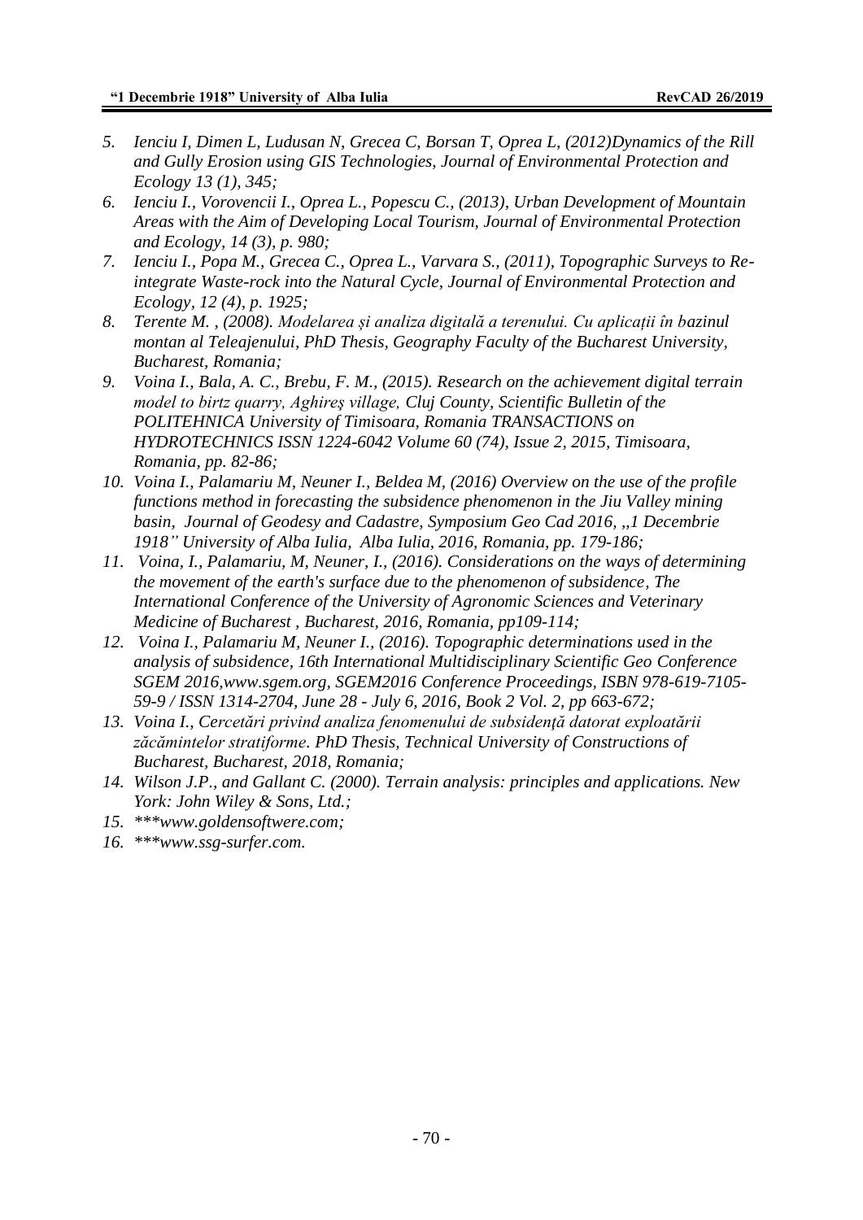5. *Ienciu I, Dimen L, Ludusan N, Grecea C, Borsan T, Oprea L, (2012)Dynamics of the Rill and Gully Erosion using GIS Technologies, Journal of Environmental Protection and Ecology 13 (1), 345;*
6. *Ienciu I., Vorovencii I., Oprea L., Popescu C., (2013), Urban Development of Mountain Areas with the Aim of Developing Local Tourism, Journal of Environmental Protection and Ecology, 14 (3), p. 980;*
7. *Ienciu I., Popa M., Grecea C., Oprea L., Varvara S., (2011), Topographic Surveys to Re-integrate Waste-rock into the Natural Cycle, Journal of Environmental Protection and Ecology, 12 (4), p. 1925;*
8. *Terente M. , (2008). Modelarea și analiza digitală a terenului. Cu aplicații în bazinul montan al Teleajenului, PhD Thesis, Geography Faculty of the Bucharest University, Bucharest, Romania;*
9. *Voina I., Bala, A. C., Brebu, F. M., (2015). Research on the achievement digital terrain model to birtz quarry, Aghireş village, Cluj County, Scientific Bulletin of the POLITEHNICA University of Timisoara, Romania TRANSACTIONS on HYDROTECHNICS ISSN 1224-6042 Volume 60 (74), Issue 2, 2015, Timisoara, Romania, pp. 82-86;*
10. *Voina I., Palamariu M, Neuner I., Beldea M, (2016) Overview on the use of the profile functions method in forecasting the subsidence phenomenon in the Jiu Valley mining basin, Journal of Geodesy and Cadastre, Symposium Geo Cad 2016, ,,1 Decembrie 1918" University of Alba Iulia, Alba Iulia, 2016, Romania, pp. 179-186;*
11. *Voina, I., Palamariu, M, Neuner, I., (2016). Considerations on the ways of determining the movement of the earth's surface due to the phenomenon of subsidence, The International Conference of the University of Agronomic Sciences and Veterinary Medicine of Bucharest , Bucharest, 2016, Romania, pp109-114;*
12. *Voina I., Palamariu M, Neuner I., (2016). Topographic determinations used in the analysis of subsidence, 16th International Multidisciplinary Scientific Geo Conference SGEM 2016,www.sgem.org, SGEM2016 Conference Proceedings, ISBN 978-619-7105-59-9 / ISSN 1314-2704, June 28 - July 6, 2016, Book 2 Vol. 2, pp 663-672;*
13. *Voina I., Cercetări privind analiza fenomenului de subsidenţă datorat exploatării zăcămintelor stratiforme. PhD Thesis, Technical University of Constructions of Bucharest, Bucharest, 2018, Romania;*
14. *Wilson J.P., and Gallant C. (2000). Terrain analysis: principles and applications. New York: John Wiley & Sons, Ltd.;*
15. *\*\*\*www.goldensoftwere.com;*
16. *\*\*\*www.ssg-surfer.com.*